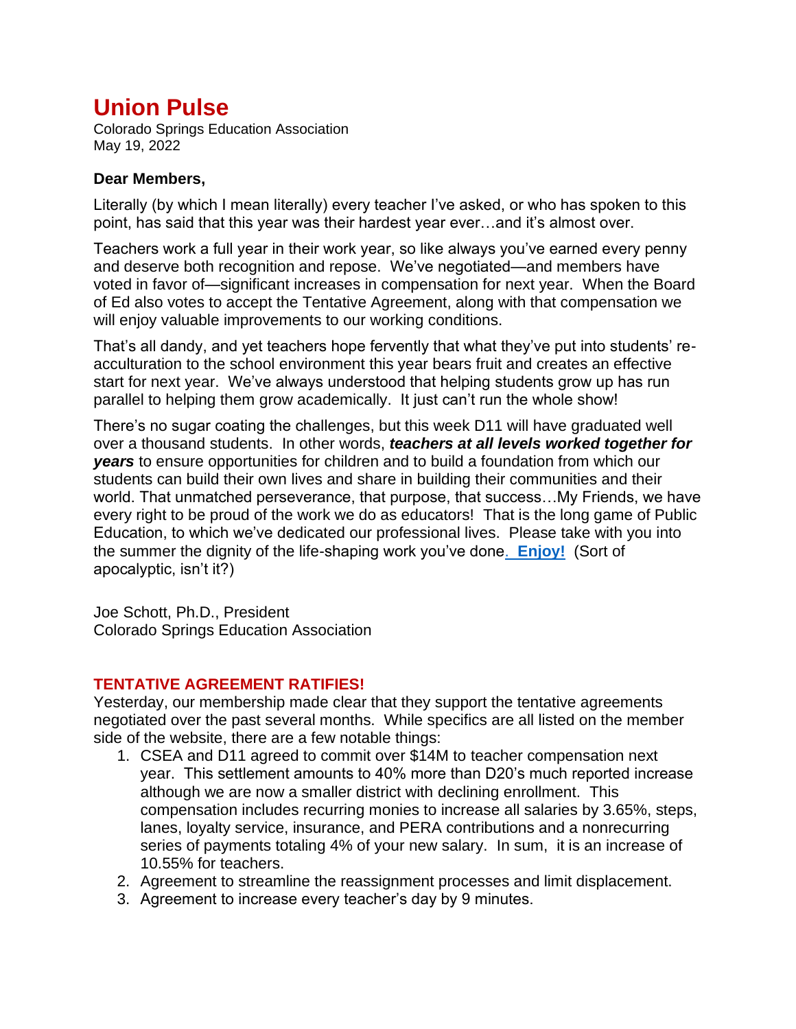# Union Pulse

Colorado Springs Education Association
May 19, 2022

**Dear Members,**

Literally (by which I mean literally) every teacher I've asked, or who has spoken to this point, has said that this year was their hardest year ever…and it's almost over.

Teachers work a full year in their work year, so like always you've earned every penny and deserve both recognition and repose. We've negotiated—and members have voted in favor of—significant increases in compensation for next year. When the Board of Ed also votes to accept the Tentative Agreement, along with that compensation we will enjoy valuable improvements to our working conditions.

That's all dandy, and yet teachers hope fervently that what they've put into students' re-acculturation to the school environment this year bears fruit and creates an effective start for next year. We've always understood that helping students grow up has run parallel to helping them grow academically. It just can't run the whole show!

There's no sugar coating the challenges, but this week D11 will have graduated well over a thousand students. In other words, ***teachers at all levels worked together for years*** to ensure opportunities for children and to build a foundation from which our students can build their own lives and share in building their communities and their world. That unmatched perseverance, that purpose, that success…My Friends, we have every right to be proud of the work we do as educators! That is the long game of Public Education, to which we've dedicated our professional lives. Please take with you into the summer the dignity of the life-shaping work you've done. **Enjoy!** (Sort of apocalyptic, isn't it?)

Joe Schott, Ph.D., President
Colorado Springs Education Association

## TENTATIVE AGREEMENT RATIFIES!

Yesterday, our membership made clear that they support the tentative agreements negotiated over the past several months. While specifics are all listed on the member side of the website, there are a few notable things:

1. CSEA and D11 agreed to commit over $14M to teacher compensation next year. This settlement amounts to 40% more than D20's much reported increase although we are now a smaller district with declining enrollment. This compensation includes recurring monies to increase all salaries by 3.65%, steps, lanes, loyalty service, insurance, and PERA contributions and a nonrecurring series of payments totaling 4% of your new salary. In sum, it is an increase of 10.55% for teachers.
2. Agreement to streamline the reassignment processes and limit displacement.
3. Agreement to increase every teacher's day by 9 minutes.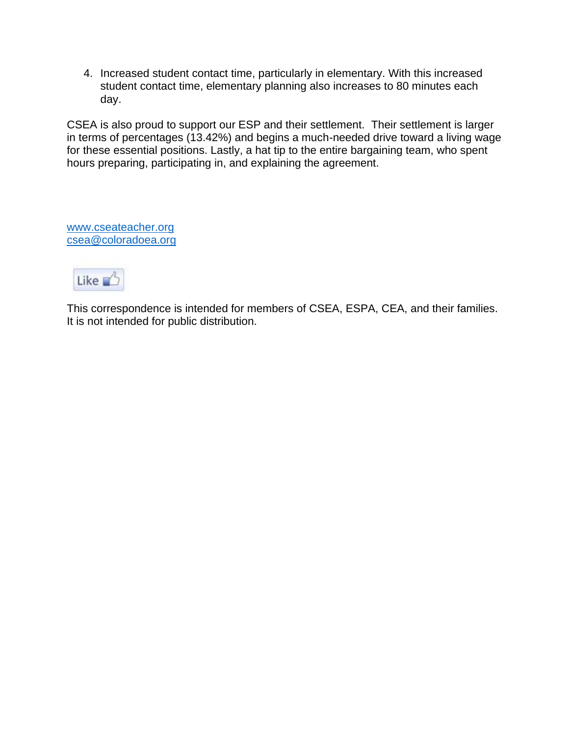4. Increased student contact time, particularly in elementary. With this increased student contact time, elementary planning also increases to 80 minutes each day.

CSEA is also proud to support our ESP and their settlement. Their settlement is larger in terms of percentages (13.42%) and begins a much-needed drive toward a living wage for these essential positions. Lastly, a hat tip to the entire bargaining team, who spent hours preparing, participating in, and explaining the agreement.

[www.cseateacher.org](http://www.cseateacher.org)
[csea@coloradoea.org](mailto:csea@coloradoea.org)

Like

This correspondence is intended for members of CSEA, ESPA, CEA, and their families. It is not intended for public distribution.